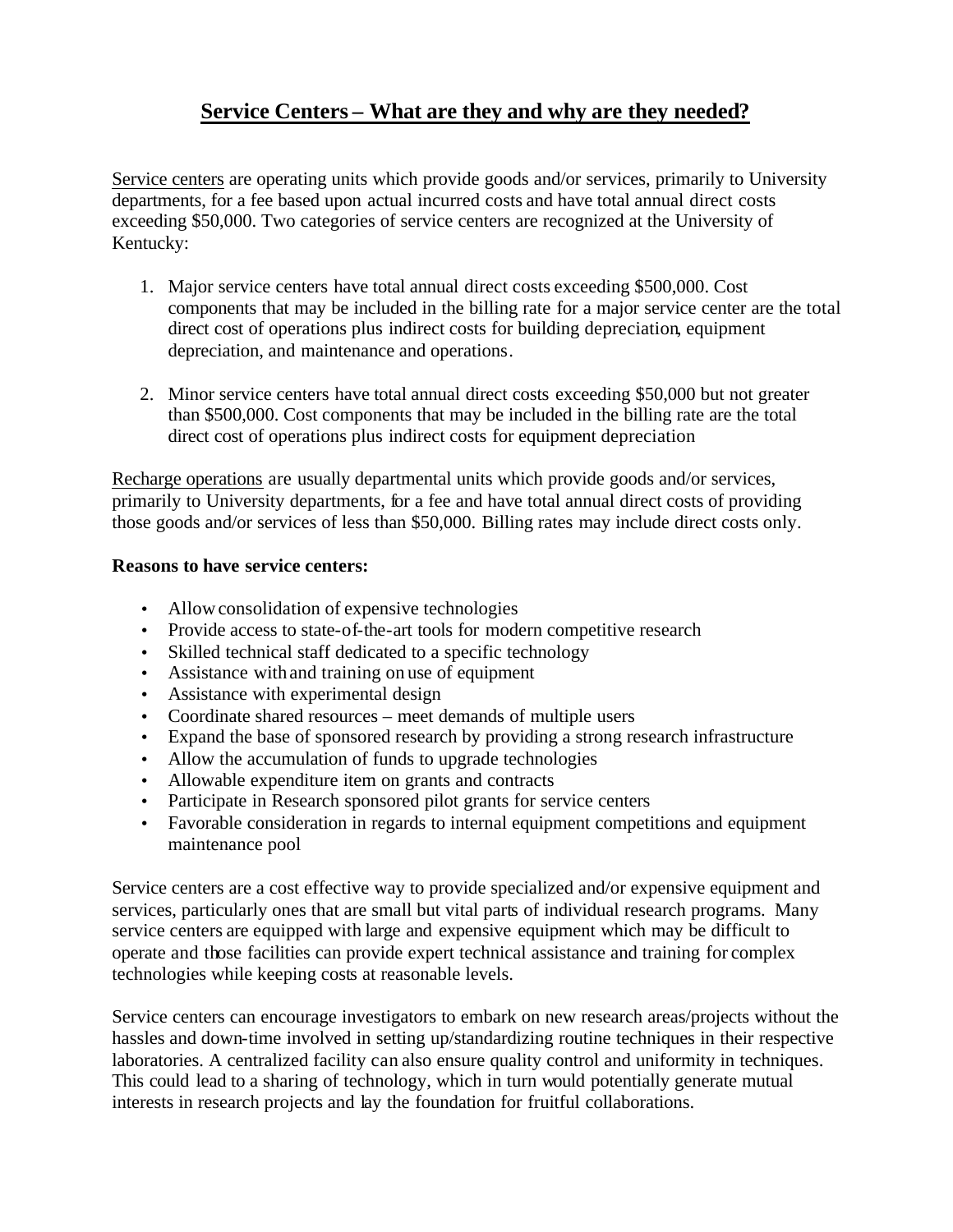# Service Centers – What are they and why are they needed?

Service centers are operating units which provide goods and/or services, primarily to University departments, for a fee based upon actual incurred costs and have total annual direct costs exceeding $50,000. Two categories of service centers are recognized at the University of Kentucky:

1. Major service centers have total annual direct costs exceeding $500,000. Cost components that may be included in the billing rate for a major service center are the total direct cost of operations plus indirect costs for building depreciation, equipment depreciation, and maintenance and operations.

2. Minor service centers have total annual direct costs exceeding $50,000 but not greater than $500,000. Cost components that may be included in the billing rate are the total direct cost of operations plus indirect costs for equipment depreciation

Recharge operations are usually departmental units which provide goods and/or services, primarily to University departments, for a fee and have total annual direct costs of providing those goods and/or services of less than $50,000. Billing rates may include direct costs only.

**Reasons to have service centers:**

- Allow consolidation of expensive technologies
- Provide access to state-of-the-art tools for modern competitive research
- Skilled technical staff dedicated to a specific technology
- Assistance with and training on use of equipment
- Assistance with experimental design
- Coordinate shared resources – meet demands of multiple users
- Expand the base of sponsored research by providing a strong research infrastructure
- Allow the accumulation of funds to upgrade technologies
- Allowable expenditure item on grants and contracts
- Participate in Research sponsored pilot grants for service centers
- Favorable consideration in regards to internal equipment competitions and equipment maintenance pool

Service centers are a cost effective way to provide specialized and/or expensive equipment and services, particularly ones that are small but vital parts of individual research programs. Many service centers are equipped with large and expensive equipment which may be difficult to operate and those facilities can provide expert technical assistance and training for complex technologies while keeping costs at reasonable levels.

Service centers can encourage investigators to embark on new research areas/projects without the hassles and down-time involved in setting up/standardizing routine techniques in their respective laboratories. A centralized facility can also ensure quality control and uniformity in techniques. This could lead to a sharing of technology, which in turn would potentially generate mutual interests in research projects and lay the foundation for fruitful collaborations.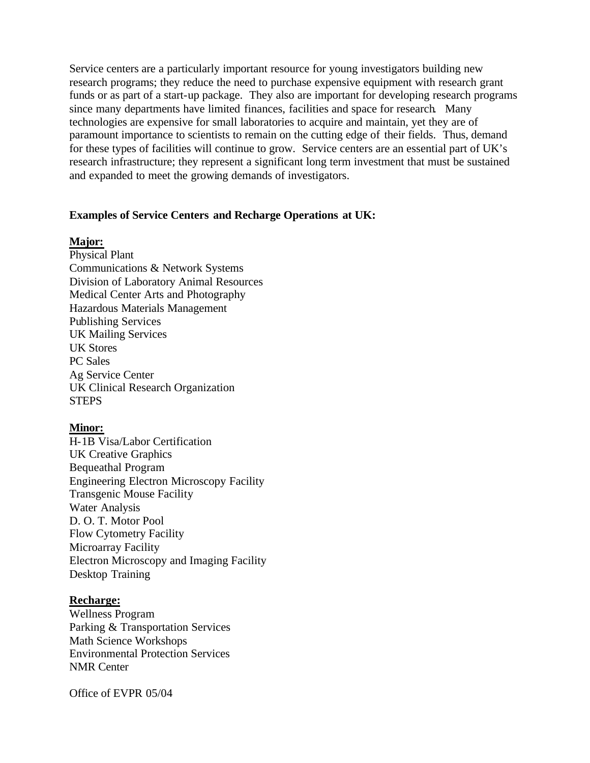Service centers are a particularly important resource for young investigators building new research programs; they reduce the need to purchase expensive equipment with research grant funds or as part of a start-up package. They also are important for developing research programs since many departments have limited finances, facilities and space for research. Many technologies are expensive for small laboratories to acquire and maintain, yet they are of paramount importance to scientists to remain on the cutting edge of their fields. Thus, demand for these types of facilities will continue to grow. Service centers are an essential part of UK's research infrastructure; they represent a significant long term investment that must be sustained and expanded to meet the growing demands of investigators.

**Examples of Service Centers and Recharge Operations at UK:**

**Major:**

Physical Plant
Communications & Network Systems
Division of Laboratory Animal Resources
Medical Center Arts and Photography
Hazardous Materials Management
Publishing Services
UK Mailing Services
UK Stores
PC Sales
Ag Service Center
UK Clinical Research Organization
STEPS

**Minor:**

H-1B Visa/Labor Certification
UK Creative Graphics
Bequeathal Program
Engineering Electron Microscopy Facility
Transgenic Mouse Facility
Water Analysis
D. O. T. Motor Pool
Flow Cytometry Facility
Microarray Facility
Electron Microscopy and Imaging Facility
Desktop Training

**Recharge:**

Wellness Program
Parking & Transportation Services
Math Science Workshops
Environmental Protection Services
NMR Center

Office of EVPR 05/04